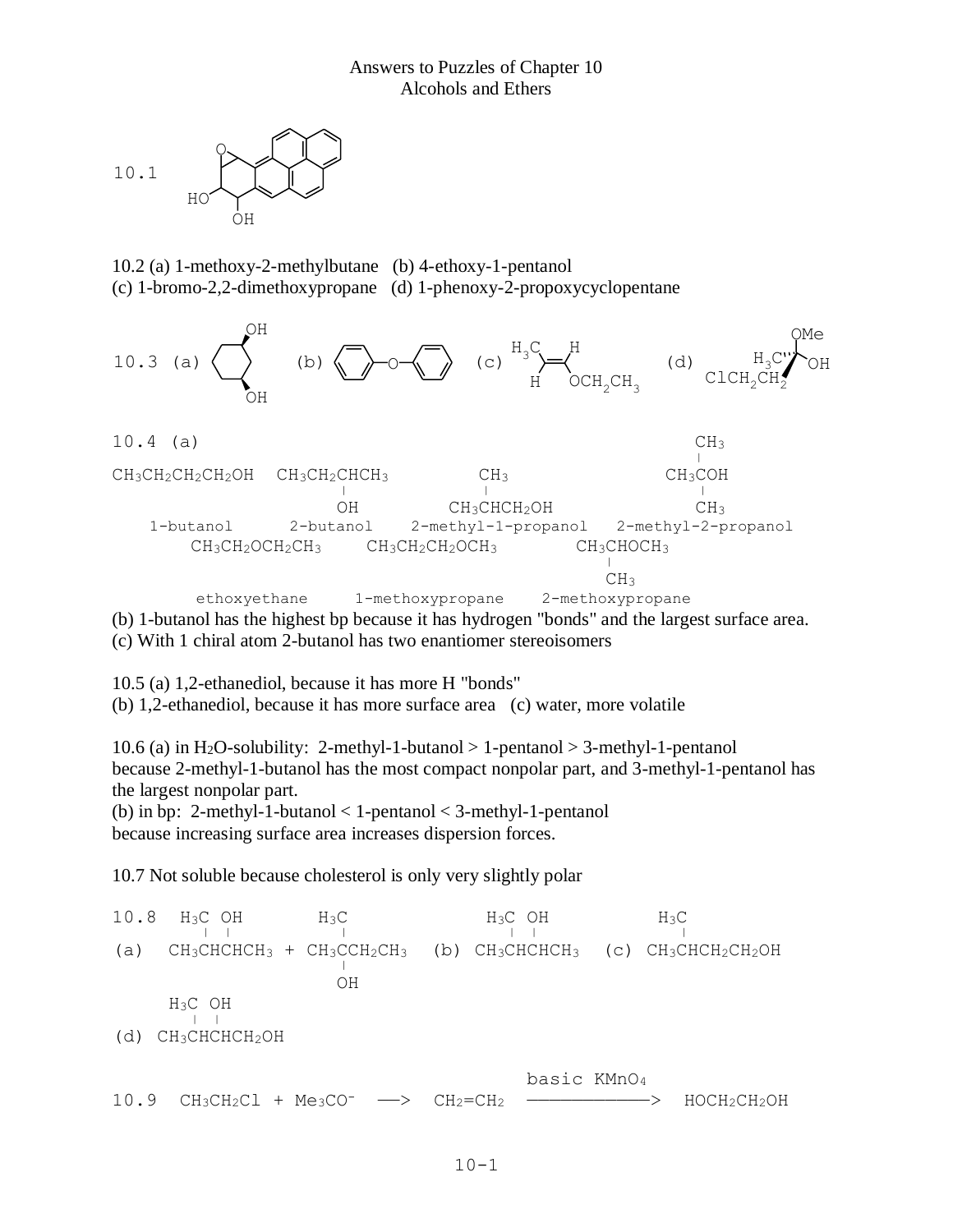# Answers to Puzzles of Chapter 10
## Alcohols and Ethers

10.1

10.2 (a) 1-methoxy-2-methylbutane (b) 4-ethoxy-1-pentanol
(c) 1-bromo-2,2-dimethoxypropane (d) 1-phenoxy-2-propoxycyclopentane

10.3 (a) (b) (c) (d)

10.4 (a)

```
                                                                 CH3
                                                                  |
CH3CH2CH2CH2OH   CH3CH2CHCH3        CH3               CH3COH
                        |             |                   |
                        OH        CH3CHCH2OH             CH3
   1-butanol       2-butanol    2-methyl-1-propanol   2-methyl-2-propanol
       CH3CH2OCH2CH3      CH3CH2CH2OCH3         CH3CHOCH3
                                                    |
                                                   CH3
        ethoxyethane     1-methoxypropane    2-methoxypropane
```

(b) 1-butanol has the highest bp because it has hydrogen "bonds" and the largest surface area.
(c) With 1 chiral atom 2-butanol has two enantiomer stereoisomers

10.5 (a) 1,2-ethanediol, because it has more H "bonds"
(b) 1,2-ethanediol, because it has more surface area (c) water, more volatile

10.6 (a) in $H_2O$-solubility: 2-methyl-1-butanol > 1-pentanol > 3-methyl-1-pentanol
because 2-methyl-1-butanol has the most compact nonpolar part, and 3-methyl-1-pentanol has the largest nonpolar part.
(b) in bp: 2-methyl-1-butanol < 1-pentanol < 3-methyl-1-pentanol
because increasing surface area increases dispersion forces.

10.7 Not soluble because cholesterol is only very slightly polar

```
10.8  H3C OH        H3C            H3C OH          H3C
        |  |          |              |  |            |
(a)   CH3CHCHCH3 + CH3CCH2CH3   (b) CH3CHCHCH3  (c) CH3CHCH2CH2OH
                      |
                      OH
      H3C OH
       |  |
(d)  CH3CHCHCH2OH
```

```
                                         basic KMnO4
10.9  CH3CH2Cl + Me3CO-  --->  CH2=CH2  ------------->  HOCH2CH2OH
```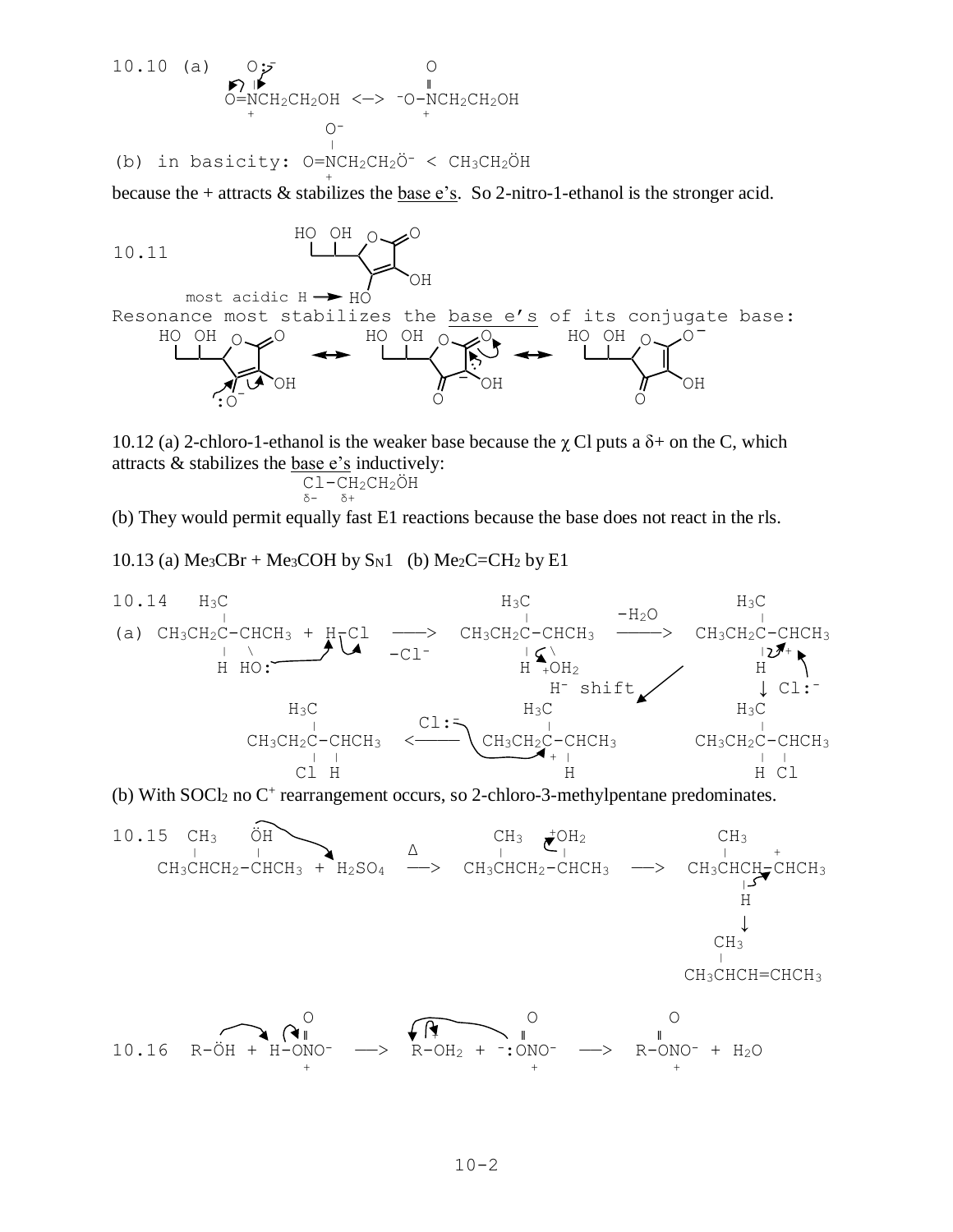10.10 (a)

```
     O:⁻                 O
     |                   ‖
   O=NCH2CH2OH  <—>  ⁻O-NCH2CH2OH
     +                   +
```

(b) in basicity:

```
     O⁻
     |
   O=NCH2CH2Ö⁻  <  CH3CH2ÖH
     +
```

because the + attracts & stabilizes the base e's. So 2-nitro-1-ethanol is the stronger acid.

10.11

most acidic H → HO

Resonance most stabilizes the base e's of its conjugate base:

10.12 (a) 2-chloro-1-ethanol is the weaker base because the χ Cl puts a δ+ on the C, which attracts & stabilizes the base e's inductively:

```
Cl-CH2CH2ÖH
δ-   δ+
```

(b) They would permit equally fast E1 reactions because the base does not react in the rls.

10.13 (a) $Me_3CBr$ + $Me_3COH$ by $S_N1$ (b) $Me_2C{=}CH_2$ by E1

10.14

```
        H3C                                 H3C                          H3C
         |                                   |           -H2O             |
(a) CH3CH2C-CHCH3 + H-Cl  ——>  CH3CH2C-CHCH3  ————>  CH3CH2C-CHCH3
         |   \                 -Cl⁻          |   \                        |   +
         H  HO:                              H  +OH2                      H
                                                   H⁻ shift                ↓ Cl:⁻
           H3C                       H3C                                 H3C
            |               Cl:⁻      |                                   |
     CH3CH2C-CHCH3   <————   CH3CH2C-CHCH3                       CH3CH2C-CHCH3
            |   |                     +  |                               |   |
            Cl  H                        H                               H   Cl
```

(b) With $SOCl_2$ no $C^+$ rearrangement occurs, so 2-chloro-3-methylpentane predominates.

10.15

```
    CH3    ÖH                          CH3   +OH2                 CH3
     |      |               Δ           |      |                   |      +
CH3CHCH2-CHCH3 + H2SO4  ——>  CH3CHCH2-CHCH3  ——>  CH3CHCH-CHCH3
                                                                 |
                                                                 H
                                                                 ↓
                                                                CH3
                                                                 |
                                                           CH3CHCH=CHCH3
```

10.16

```
                 O                      O                  O
                 ‖                      ‖                  ‖
       R-ÖH + H-ONO⁻  ——>  R-OH2 + ⁻:ONO⁻  ——>  R-ONO⁻ + H2O
                 +            +          +                  +
```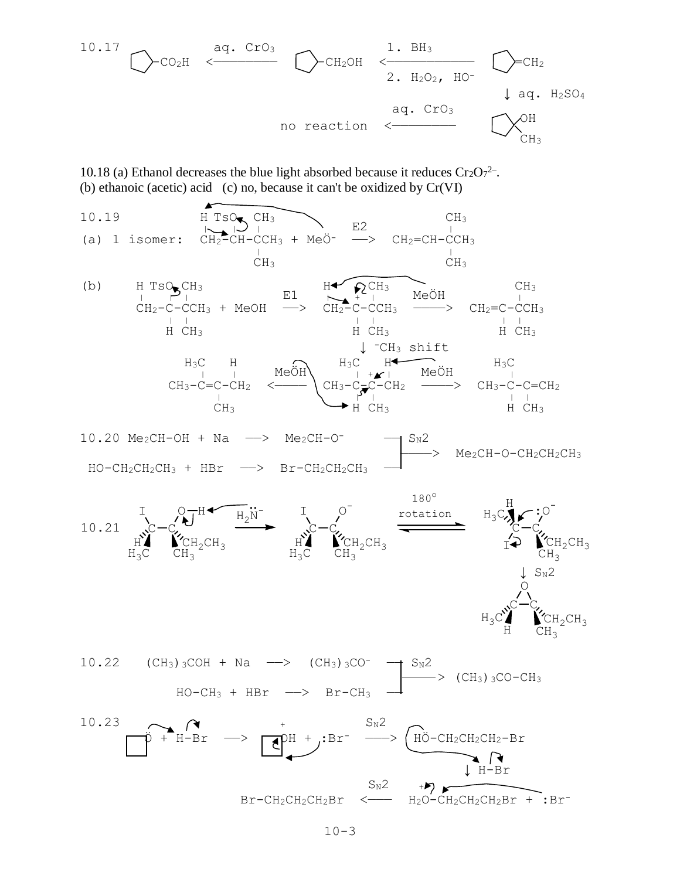10.17

cyclopentyl-$CO_2H$ $\xleftarrow{\text{aq. } CrO_3}$ cyclopentyl-$CH_2OH$ $\xleftarrow[\text{2. } H_2O_2,\ HO^-]{\text{1. } BH_3}$ methylenecyclopentane (cyclopentane$=CH_2$)

methylenecyclopentane $\xrightarrow{\text{aq. } H_2SO_4}$ 1-methylcyclopentanol ($OH$, $CH_3$) $\xrightarrow{\text{aq. } CrO_3}$ no reaction

10.18 (a) Ethanol decreases the blue light absorbed because it reduces $Cr_2O_7^{2-}$.
(b) ethanoic (acetic) acid (c) no, because it can't be oxidized by Cr(VI)

10.19

(a) 1 isomer: $CH_2(H)-CH(OTs)-C(CH_3)_2CH_3 + MeO^-$ $\xrightarrow{E2}$ $CH_2=CH-C(CH_3)_2CH_3$

(b) $CH_2(H)-C(H)(OTs)-C(CH_3)_2CH_3 + MeOH$ $\xrightarrow{E1}$ $CH_2(H)-\overset{+}{C}(H)-C(CH_3)_2CH_3$ $\xrightarrow{Me\ddot{O}H}$ $CH_2=C(H)-C(CH_3)_2CH_3$

$\downarrow$ $^-CH_3$ shift

$CH_3-C(CH_3)=C(H)-CH_3$ $\xleftarrow{Me\ddot{O}H}$ $CH_3-C(H_3C)(H)-\overset{+}{C}(H)(CH_3)-CH_2(H)$ $\xrightarrow{Me\ddot{O}H}$ $CH_3-C(H_3C)(H)-C(CH_3)=CH_2$

10.20

$Me_2CH-OH + Na \longrightarrow Me_2CH-O^-$

$HO-CH_2CH_2CH_3 + HBr \longrightarrow Br-CH_2CH_2CH_3$

$\xrightarrow{S_N2}$ $Me_2CH-O-CH_2CH_2CH_3$

10.21

$I(H)(H_3C)C-C(OH)(CH_2CH_3)(CH_3)$ $\xrightarrow{H_2\ddot{N}^-}$ $I(H)(H_3C)C-C(O^-)(CH_2CH_3)(CH_3)$ $\xrightleftharpoons{180^\circ \text{ rotation}}$ $H_3C(H)(I)C-C(:O^-)(CH_2CH_3)(CH_3)$ $\xrightarrow{S_N2}$ epoxide: $H_3C(H)C-C(CH_2CH_3)(CH_3)$ bridged by O

10.22

$(CH_3)_3COH + Na \longrightarrow (CH_3)_3CO^-$

$HO-CH_3 + HBr \longrightarrow Br-CH_3$

$\xrightarrow{S_N2}$ $(CH_3)_3CO-CH_3$

10.23

oxetane ($\ddot{O}$) $+ H-Br \longrightarrow$ protonated oxetane ($\overset{+}{O}H$) $+ :Br^-$ $\xrightarrow{S_N2}$ $H\ddot{O}-CH_2CH_2CH_2-Br$

$\downarrow$ $H-Br$

$Br-CH_2CH_2CH_2Br$ $\xleftarrow{S_N2}$ $H_2\overset{+}{O}-CH_2CH_2CH_2Br + :Br^-$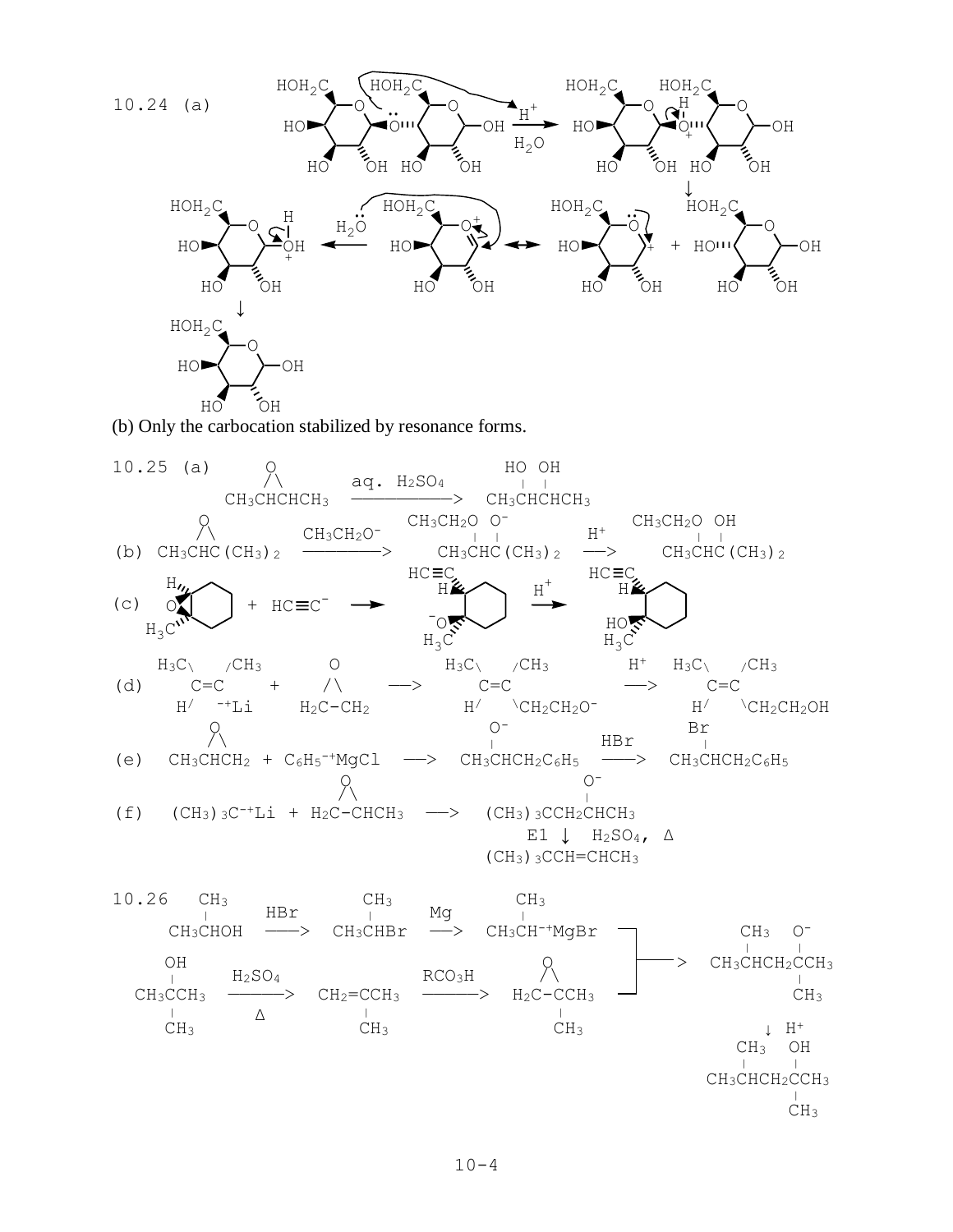10.24 (a)

(b) Only the carbocation stabilized by resonance forms.

10.25 (a) $CH_3CHCHCH_3$ (epoxide) $\xrightarrow{\text{aq. } H_2SO_4}$ $CH_3CH(OH)CH(OH)CH_3$

(b) $CH_3CHC(CH_3)_2$ (epoxide) $\xrightarrow{CH_3CH_2O^-}$ $CH_3CH(OCH_2CH_3)C(O^-)(CH_3)_2$ $\xrightarrow{H^+}$ $CH_3CH(OCH_2CH_3)C(OH)(CH_3)_2$

(c) (epoxide) + $HC{\equiv}C^-$ $\longrightarrow$ (alkoxide) $\xrightarrow{H^+}$ (alcohol)

(d) $(H_3C)(H)C{=}C(CH_3)(^{-+}Li)$ + $H_2C{-}CH_2$ (epoxide) $\longrightarrow$ $(H_3C)(H)C{=}C(CH_3)(CH_2CH_2O^-)$ $\xrightarrow{H^+}$ $(H_3C)(H)C{=}C(CH_3)(CH_2CH_2OH)$

(e) $CH_3CHCH_2$ (epoxide) + $C_6H_5{}^{-+}MgCl$ $\longrightarrow$ $CH_3CH(O^-)CH_2C_6H_5$ $\xrightarrow{HBr}$ $CH_3CH(Br)CH_2C_6H_5$

(f) $(CH_3)_3C^{-+}Li$ + $H_2C{-}CHCH_3$ (epoxide) $\longrightarrow$ $(CH_3)_3CCH_2CH(O^-)CH_3$

E1 ↓ $H_2SO_4$, Δ

$(CH_3)_3CCH{=}CHCH_3$

10.26 $CH_3CH(CH_3)OH$ $\xrightarrow{HBr}$ $CH_3CH(CH_3)Br$ $\xrightarrow{Mg}$ $CH_3CH(CH_3)^{-+}MgBr$

$CH_3C(OH)(CH_3)CH_3$ $\xrightarrow[\Delta]{H_2SO_4}$ $CH_2{=}C(CH_3)CH_3$ $\xrightarrow{RCO_3H}$ $H_2C{-}C(CH_3)CH_3$ (epoxide)

(combined) $\longrightarrow$ $CH_3CH(CH_3)CH_2C(O^-)(CH_3)CH_3$

↓ $H^+$

$CH_3CH(CH_3)CH_2C(OH)(CH_3)CH_3$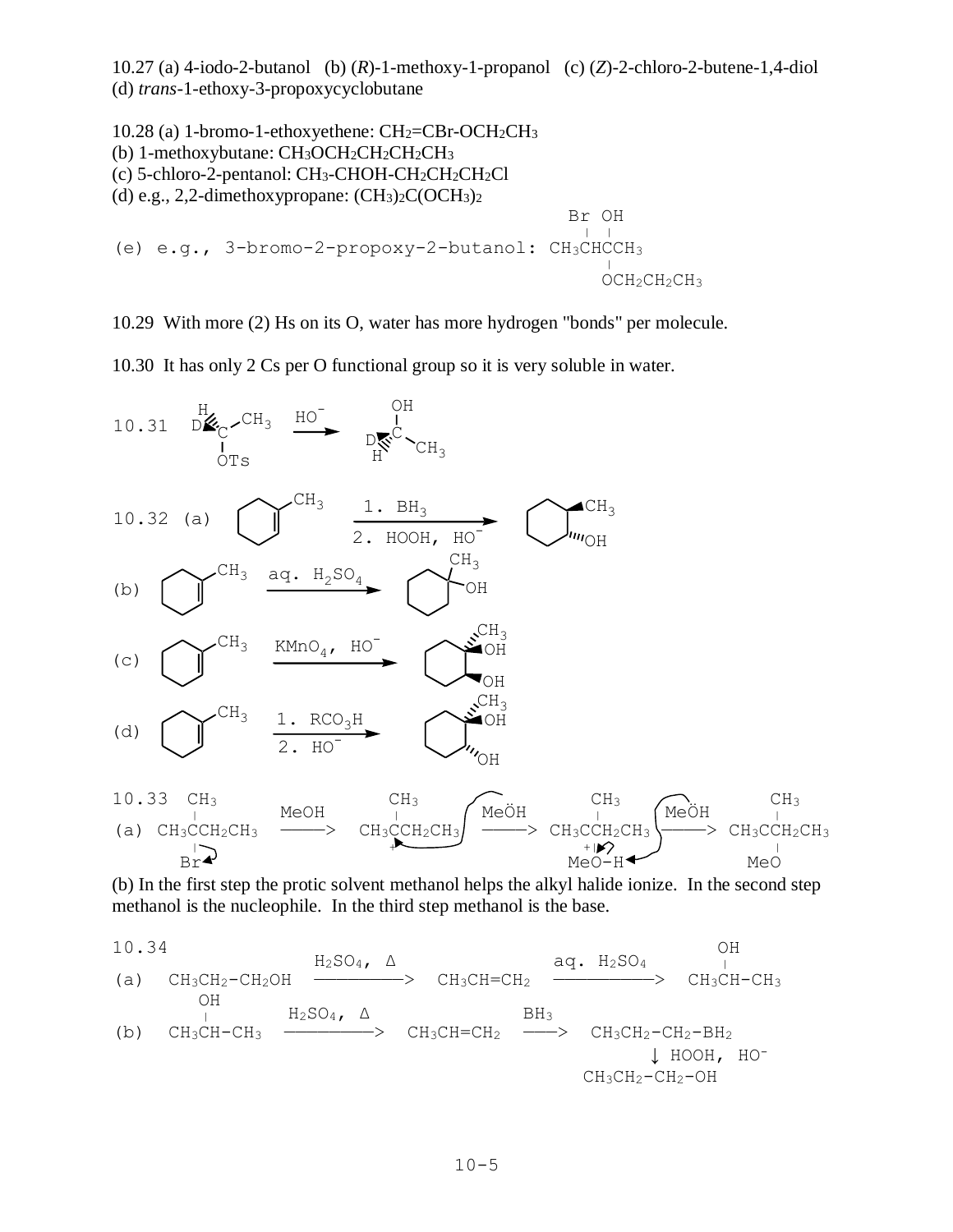10.27 (a) 4-iodo-2-butanol (b) (*R*)-1-methoxy-1-propanol (c) (*Z*)-2-chloro-2-butene-1,4-diol
(d) *trans*-1-ethoxy-3-propoxycyclobutane

10.28 (a) 1-bromo-1-ethoxyethene: $CH_2=CBr\text{-}OCH_2CH_3$
(b) 1-methoxybutane: $CH_3OCH_2CH_2CH_2CH_3$
(c) 5-chloro-2-pentanol: $CH_3\text{-}CHOH\text{-}CH_2CH_2CH_2Cl$
(d) e.g., 2,2-dimethoxypropane: $(CH_3)_2C(OCH_3)_2$

(e) e.g., 3-bromo-2-propoxy-2-butanol: $CH_3CH(Br)C(OH)(OCH_2CH_2CH_3)CH_3$

10.29 With more (2) Hs on its O, water has more hydrogen "bonds" per molecule.

10.30 It has only 2 Cs per O functional group so it is very soluble in water.

10.31 $CH_3CH(D)OTs \xrightarrow{HO^-} CH_3CH(D)OH$ (with inversion of configuration)

10.32 (a) 1-methylcyclohexene $\xrightarrow{1.\ BH_3;\ 2.\ HOOH,\ HO^-}$ trans-2-methylcyclohexanol

(b) 1-methylcyclohexene $\xrightarrow{aq.\ H_2SO_4}$ 1-methylcyclohexanol

(c) 1-methylcyclohexene $\xrightarrow{KMnO_4,\ HO^-}$ cis-1-methylcyclohexane-1,2-diol

(d) 1-methylcyclohexene $\xrightarrow{1.\ RCO_3H;\ 2.\ HO^-}$ trans-1-methylcyclohexane-1,2-diol

10.33 (a) $CH_3C(CH_3)(Br)CH_2CH_3 \xrightarrow{MeOH} CH_3C^+(CH_3)CH_2CH_3 \xrightarrow{Me\ddot{O}H} CH_3C(CH_3)(\overset{+}{O}(H)Me)CH_2CH_3 \xrightarrow{Me\ddot{O}H} CH_3C(CH_3)(OMe)CH_2CH_3$

(b) In the first step the protic solvent methanol helps the alkyl halide ionize. In the second step methanol is the nucleophile. In the third step methanol is the base.

10.34

(a) $CH_3CH_2\text{-}CH_2OH \xrightarrow{H_2SO_4,\ \Delta} CH_3CH=CH_2 \xrightarrow{aq.\ H_2SO_4} CH_3CH(OH)\text{-}CH_3$

(b) $CH_3CH(OH)\text{-}CH_3 \xrightarrow{H_2SO_4,\ \Delta} CH_3CH=CH_2 \xrightarrow{BH_3} CH_3CH_2\text{-}CH_2\text{-}BH_2 \xrightarrow{HOOH,\ HO^-} CH_3CH_2\text{-}CH_2\text{-}OH$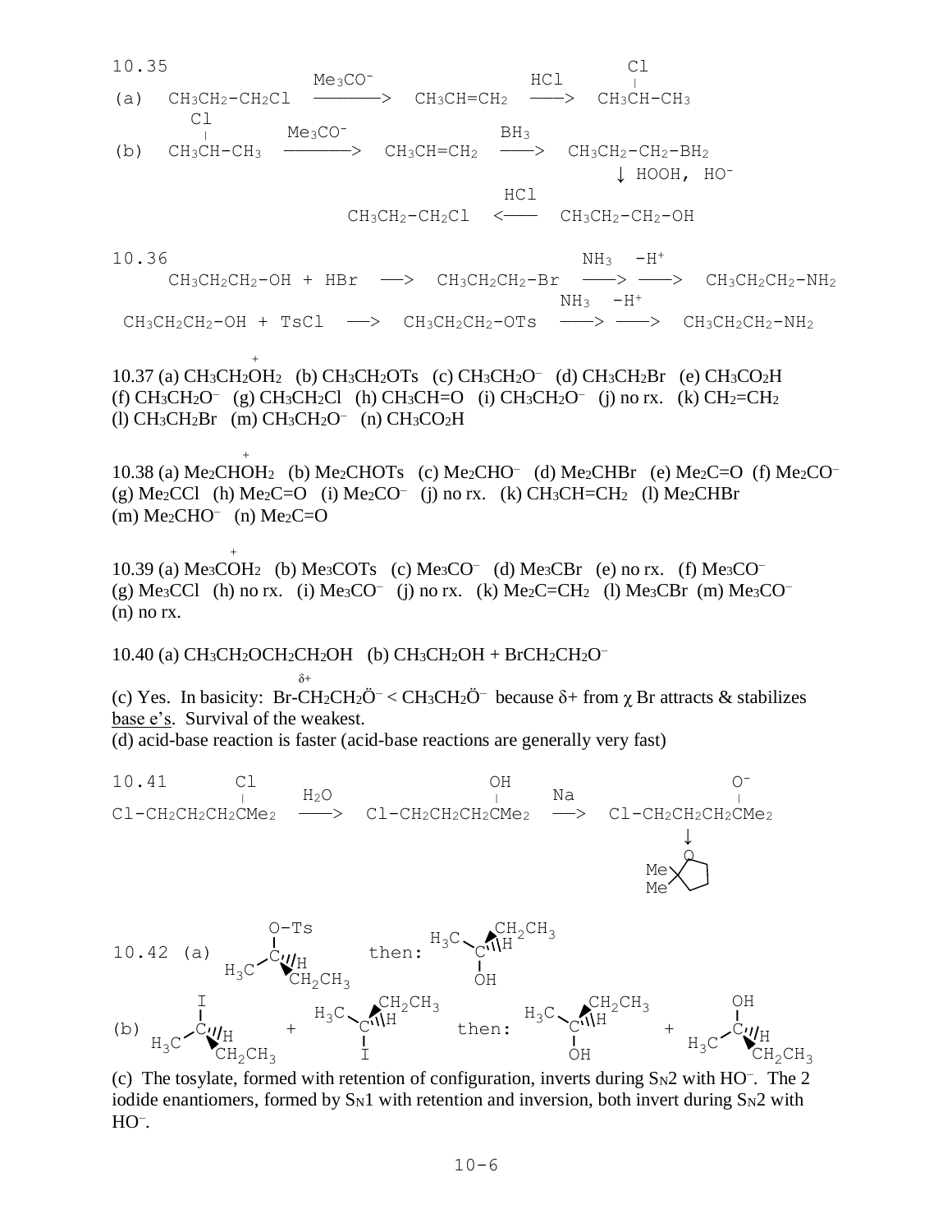10.35

(a) $CH_3CH_2\text{-}CH_2Cl \xrightarrow{Me_3CO^-} CH_3CH{=}CH_2 \xrightarrow{HCl} CH_3CH(Cl)\text{-}CH_3$

(b) $CH_3CH(Cl)\text{-}CH_3 \xrightarrow{Me_3CO^-} CH_3CH{=}CH_2 \xrightarrow{BH_3} CH_3CH_2\text{-}CH_2\text{-}BH_2$

$\downarrow$ HOOH, $HO^-$

$CH_3CH_2\text{-}CH_2Cl \xleftarrow{HCl} CH_3CH_2\text{-}CH_2\text{-}OH$

10.36

$CH_3CH_2CH_2\text{-}OH + HBr \longrightarrow CH_3CH_2CH_2\text{-}Br \xrightarrow{NH_3} \xrightarrow{-H^+} CH_3CH_2CH_2\text{-}NH_2$

$CH_3CH_2CH_2\text{-}OH + TsCl \longrightarrow CH_3CH_2CH_2\text{-}OTs \xrightarrow{NH_3} \xrightarrow{-H^+} CH_3CH_2CH_2\text{-}NH_2$

10.37 (a) $CH_3CH_2\overset{+}{O}H_2$ (b) $CH_3CH_2OTs$ (c) $CH_3CH_2O^-$ (d) $CH_3CH_2Br$ (e) $CH_3CO_2H$ (f) $CH_3CH_2O^-$ (g) $CH_3CH_2Cl$ (h) $CH_3CH{=}O$ (i) $CH_3CH_2O^-$ (j) no rx. (k) $CH_2{=}CH_2$ (l) $CH_3CH_2Br$ (m) $CH_3CH_2O^-$ (n) $CH_3CO_2H$

10.38 (a) $Me_2CH\overset{+}{O}H_2$ (b) $Me_2CHOTs$ (c) $Me_2CHO^-$ (d) $Me_2CHBr$ (e) $Me_2C{=}O$ (f) $Me_2CO^-$ (g) $Me_2CCl$ (h) $Me_2C{=}O$ (i) $Me_2CO^-$ (j) no rx. (k) $CH_3CH{=}CH_2$ (l) $Me_2CHBr$ (m) $Me_2CHO^-$ (n) $Me_2C{=}O$

10.39 (a) $Me_3C\overset{+}{O}H_2$ (b) $Me_3COTs$ (c) $Me_3CO^-$ (d) $Me_3CBr$ (e) no rx. (f) $Me_3CO^-$ (g) $Me_3CCl$ (h) no rx. (i) $Me_3CO^-$ (j) no rx. (k) $Me_2C{=}CH_2$ (l) $Me_3CBr$ (m) $Me_3CO^-$ (n) no rx.

10.40 (a) $CH_3CH_2OCH_2CH_2OH$ (b) $CH_3CH_2OH + BrCH_2CH_2O^-$

(c) Yes. In basicity: $\overset{\delta+}{Br}\text{-}CH_2CH_2\ddot{O}^- < CH_3CH_2\ddot{O}^-$ because $\delta+$ from $\chi$ Br attracts & stabilizes base e's. Survival of the weakest.

(d) acid-base reaction is faster (acid-base reactions are generally very fast)

10.41

$Cl\text{-}CH_2CH_2CH_2CMe_2(Cl) \xrightarrow{H_2O} Cl\text{-}CH_2CH_2CH_2CMe_2(OH) \xrightarrow{Na} Cl\text{-}CH_2CH_2CH_2CMe_2(O^-)$

$\downarrow$

2,2-dimethyltetrahydrofuran (Me, Me on carbon adjacent to ring O)

10.42 (a) tosylate: $H_3C$, H, $CH_2CH_3$, O-Ts on stereocenter; then: inverted alcohol ($H_3C$, H, $CH_2CH_3$, OH)

(b) iodide (I up) + iodide enantiomer (I down); then: alcohol (OH down) + alcohol (OH up)

(c) The tosylate, formed with retention of configuration, inverts during $S_N2$ with $HO^-$. The 2 iodide enantiomers, formed by $S_N1$ with retention and inversion, both invert during $S_N2$ with $HO^-$.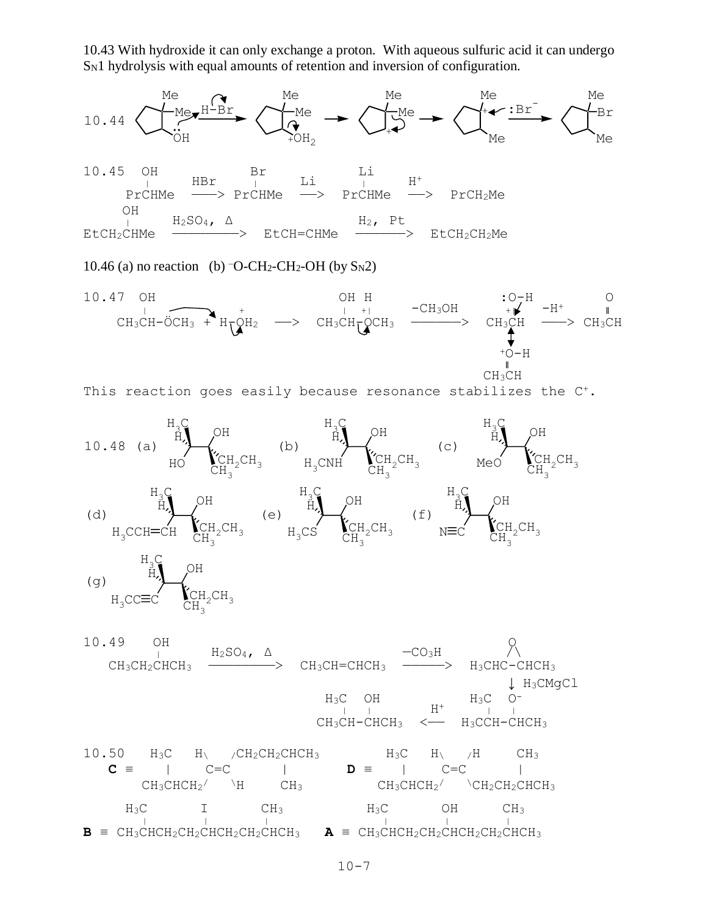10.43 With hydroxide it can only exchange a proton. With aqueous sulfuric acid it can undergo $S_N1$ hydrolysis with equal amounts of retention and inversion of configuration.

10.44 1-methyl-1-(methyl)cyclopentyl... (2,2-dimethylcyclopentanol) + H–Br → protonated alcohol ($^+OH_2$) → secondary carbocation → methyl shift → tertiary carbocation + $:Br^-$ → 1-bromo-1,2-dimethylcyclopentane

10.45

$$\text{PrCH(OH)Me} \xrightarrow{\text{HBr}} \text{PrCH(Br)Me} \xrightarrow{\text{Li}} \text{PrCH(Li)Me} \xrightarrow{\text{H}^+} \text{PrCH}_2\text{Me}$$

$$\text{EtCH}_2\text{CH(OH)Me} \xrightarrow{\text{H}_2\text{SO}_4,\ \Delta} \text{EtCH=CHMe} \xrightarrow{\text{H}_2,\ \text{Pt}} \text{EtCH}_2\text{CH}_2\text{Me}$$

10.46 (a) no reaction (b) $^-O\text{-}CH_2\text{-}CH_2\text{-}OH$ (by $S_N2$)

10.47

$$\text{CH}_3\text{CH(OH)-}\ddot{\text{O}}\text{CH}_3 + \text{H-}\overset{+}{\text{O}}\text{H}_2 \longrightarrow \text{CH}_3\text{CH(OH)-}\overset{+}{\text{O}}\text{(H)CH}_3 \xrightarrow{-\text{CH}_3\text{OH}} \text{CH}_3\overset{+}{\text{C}}\text{H(:O-H)} \longleftrightarrow \text{CH}_3\text{CH=}\overset{+}{\text{O}}\text{-H} \xrightarrow{-\text{H}^+} \text{CH}_3\text{CH=O}$$

This reaction goes easily because resonance stabilizes the $C^+$.

10.48 (a) $H_3C$, H / OH; HO, $CH_2CH_3$, $CH_3$ (b) $H_3C$, H / OH; $H_3CNH$, $CH_2CH_3$, $CH_3$ (c) $H_3C$, H / OH; MeO, $CH_2CH_3$, $CH_3$

(d) $H_3C$, H / OH; $H_3CCH{=}CH$, $CH_2CH_3$, $CH_3$ (e) $H_3C$, H / OH; $H_3CS$, $CH_2CH_3$, $CH_3$ (f) $H_3C$, H / OH; $N{\equiv}C$, $CH_2CH_3$, $CH_3$

(g) $H_3C$, H / OH; $H_3CC{\equiv}C$, $CH_2CH_3$, $CH_3$

10.49

$$\text{CH}_3\text{CH}_2\text{CH(OH)CH}_3 \xrightarrow{\text{H}_2\text{SO}_4,\ \Delta} \text{CH}_3\text{CH=CHCH}_3 \xrightarrow{\text{—CO}_3\text{H}} \text{H}_3\text{CHC(-O-)CHCH}_3$$

$$\downarrow \text{H}_3\text{CMgCl}$$

$$\text{CH}_3\text{CH(CH}_3\text{)-CH(OH)CH}_3 \xleftarrow{\text{H}^+} \text{H}_3\text{CCH(CH}_3\text{)-CH(O}^-\text{)CH}_3$$

10.50

**C** ≡ $CH_3CH(CH_3)CH_2\text{-}CH{=}CH\text{-}CH_2CH_2CH(CH_3)CH_3$ (H and H trans)

**D** ≡ $CH_3CH(CH_3)CH_2\text{-}CH{=}CH\text{-}CH_2CH_2CH(CH_3)CH_3$ (H and H cis)

**B** ≡ $CH_3CH(CH_3)CH_2CH_2CH(I)CH_2CH_2CH(CH_3)CH_3$

**A** ≡ $CH_3CH(CH_3)CH_2CH_2CH(OH)CH_2CH_2CH(CH_3)CH_3$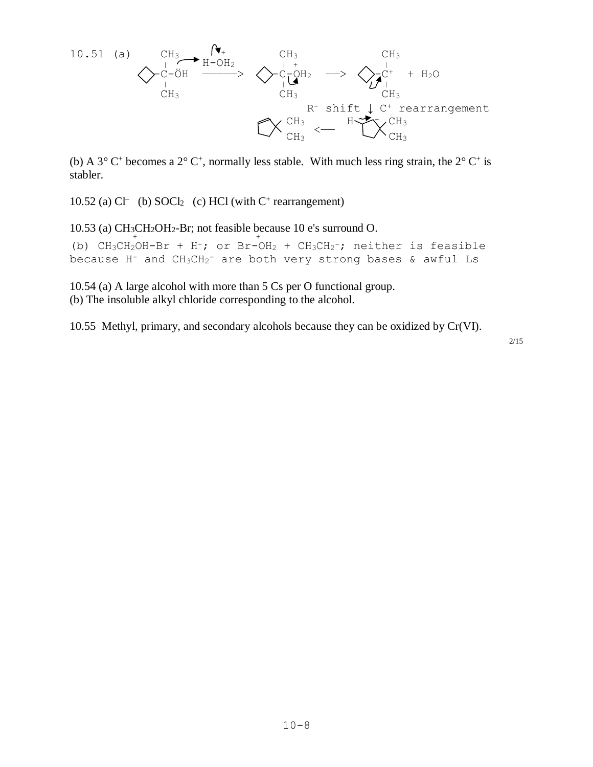10.51 (a)

(drawn as a structural diagram: cyclobutyl–C(CH₃)₂–OH is protonated by H–OH₂⁺ to cyclobutyl–C(CH₃)₂–OH₂⁺, which loses water to give cyclobutyl–C⁺(CH₃)₂ + H₂O; an R⁻ shift (C⁺ rearrangement) expands the ring to a cyclopentyl C⁺ bearing two CH₃ groups on the adjacent carbon, and loss of H gives the cyclopentene with two CH₃ groups)

Text labels in the diagram:

$CH_3$ $H-OH_2$ (+)
–C–ÖH ———> –C–$\overset{+}{O}H_2$ —> –C⁺ + $H_2O$
$CH_3$ $CH_3$ $CH_3$

$R^-$ shift ↓ $C^+$ rearrangement

$CH_3$ <— H $CH_3$
$CH_3$ $CH_3$

(b) A 3° $C^+$ becomes a 2° $C^+$, normally less stable. With much less ring strain, the 2° $C^+$ is stabler.

10.52 (a) $Cl^-$ (b) $SOCl_2$ (c) HCl (with $C^+$ rearrangement)

10.53 (a) $CH_3CH_2\overset{+}{O}H_2$-Br; not feasible because 10 e's surround O.

(b) $CH_3CH_2\overset{+}{O}H$-Br + $H^-$; or Br-$\overset{+}{O}H_2$ + $CH_3CH_2^-$; neither is feasible because $H^-$ and $CH_3CH_2^-$ are both very strong bases & awful Ls

10.54 (a) A large alcohol with more than 5 Cs per O functional group.
(b) The insoluble alkyl chloride corresponding to the alcohol.

10.55 Methyl, primary, and secondary alcohols because they can be oxidized by Cr(VI).

2/15